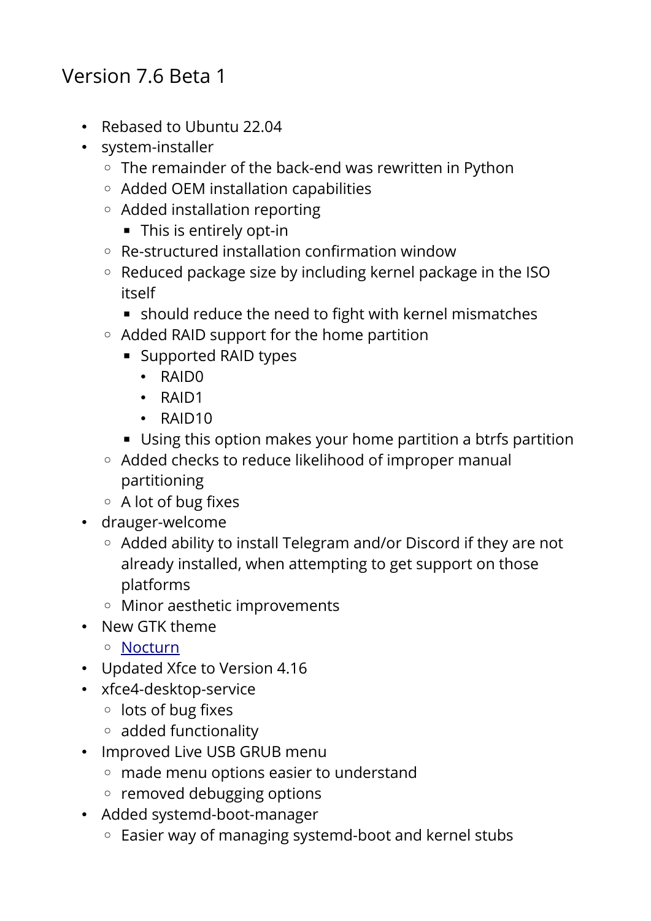# Version 7.6 Beta 1

- Rebased to Ubuntu 22.04
- system-installer
  - The remainder of the back-end was rewritten in Python
  - Added OEM installation capabilities
  - Added installation reporting
    - This is entirely opt-in
  - Re-structured installation confirmation window
  - Reduced package size by including kernel package in the ISO itself
    - should reduce the need to fight with kernel mismatches
  - Added RAID support for the home partition
    - Supported RAID types
      - RAID0
      - RAID1
      - RAID10
    - Using this option makes your home partition a btrfs partition
  - Added checks to reduce likelihood of improper manual partitioning
  - A lot of bug fixes
- drauger-welcome
  - Added ability to install Telegram and/or Discord if they are not already installed, when attempting to get support on those platforms
  - Minor aesthetic improvements
- New GTK theme
  - Nocturn
- Updated Xfce to Version 4.16
- xfce4-desktop-service
  - lots of bug fixes
  - added functionality
- Improved Live USB GRUB menu
  - made menu options easier to understand
  - removed debugging options
- Added systemd-boot-manager
  - Easier way of managing systemd-boot and kernel stubs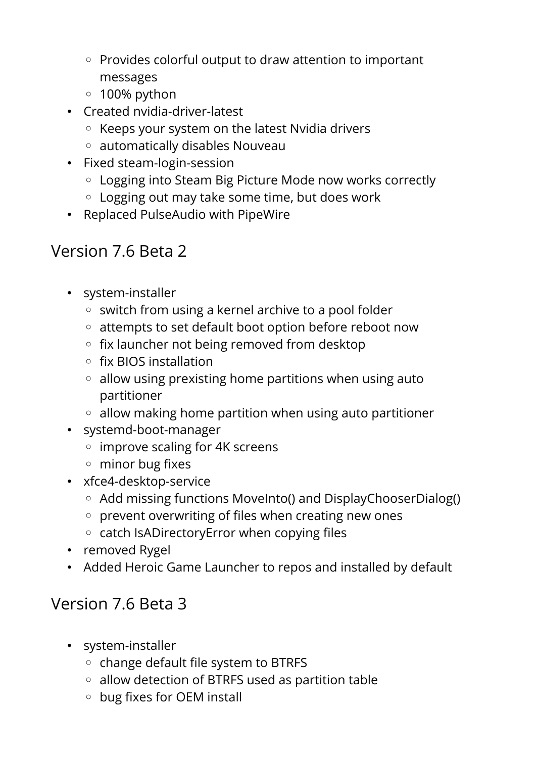- Provides colorful output to draw attention to important messages
    - 100% python
- Created nvidia-driver-latest
    - Keeps your system on the latest Nvidia drivers
    - automatically disables Nouveau
- Fixed steam-login-session
    - Logging into Steam Big Picture Mode now works correctly
    - Logging out may take some time, but does work
- Replaced PulseAudio with PipeWire

## Version 7.6 Beta 2

- system-installer
    - switch from using a kernel archive to a pool folder
    - attempts to set default boot option before reboot now
    - fix launcher not being removed from desktop
    - fix BIOS installation
    - allow using prexisting home partitions when using auto partitioner
    - allow making home partition when using auto partitioner
- systemd-boot-manager
    - improve scaling for 4K screens
    - minor bug fixes
- xfce4-desktop-service
    - Add missing functions MoveInto() and DisplayChooserDialog()
    - prevent overwriting of files when creating new ones
    - catch IsADirectoryError when copying files
- removed Rygel
- Added Heroic Game Launcher to repos and installed by default

## Version 7.6 Beta 3

- system-installer
    - change default file system to BTRFS
    - allow detection of BTRFS used as partition table
    - bug fixes for OEM install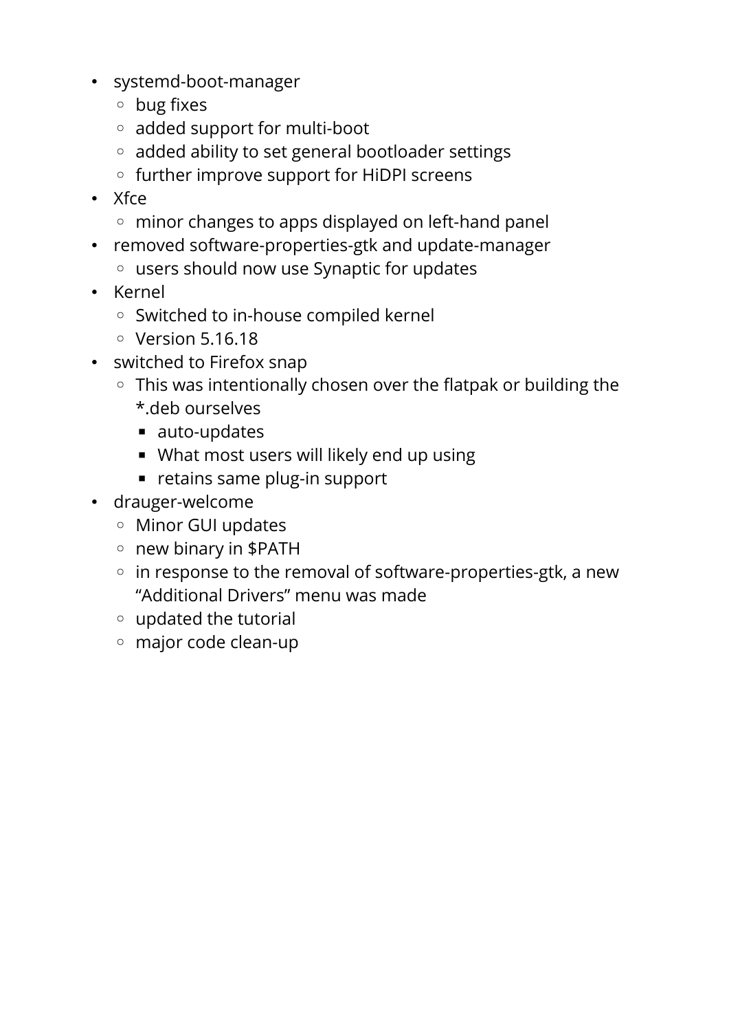- systemd-boot-manager
  - bug fixes
  - added support for multi-boot
  - added ability to set general bootloader settings
  - further improve support for HiDPI screens
- Xfce
  - minor changes to apps displayed on left-hand panel
- removed software-properties-gtk and update-manager
  - users should now use Synaptic for updates
- Kernel
  - Switched to in-house compiled kernel
  - Version 5.16.18
- switched to Firefox snap
  - This was intentionally chosen over the flatpak or building the *.deb ourselves
    - auto-updates
    - What most users will likely end up using
    - retains same plug-in support
- drauger-welcome
  - Minor GUI updates
  - new binary in $PATH
  - in response to the removal of software-properties-gtk, a new “Additional Drivers” menu was made
  - updated the tutorial
  - major code clean-up